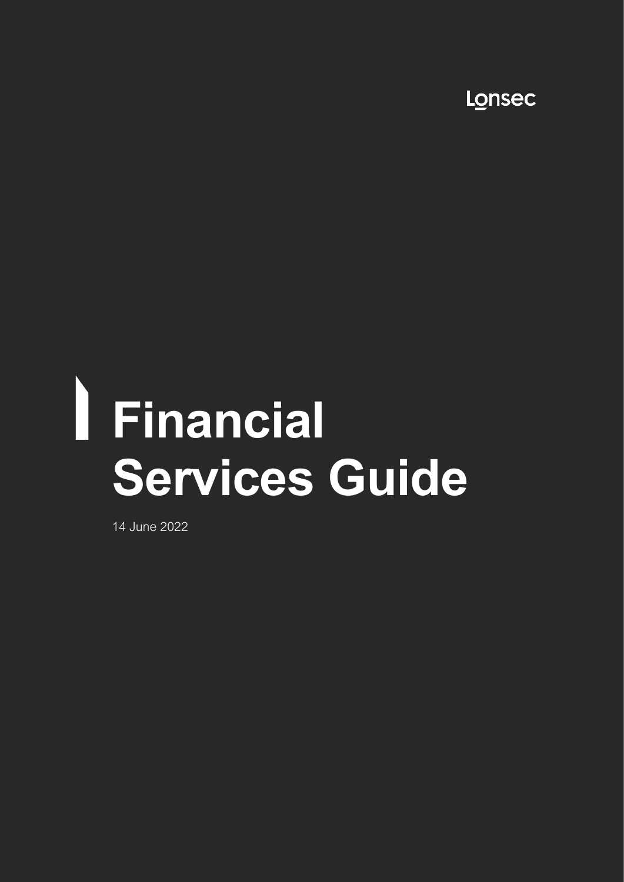Lonsec

# Financial Services Guide

14 June 2022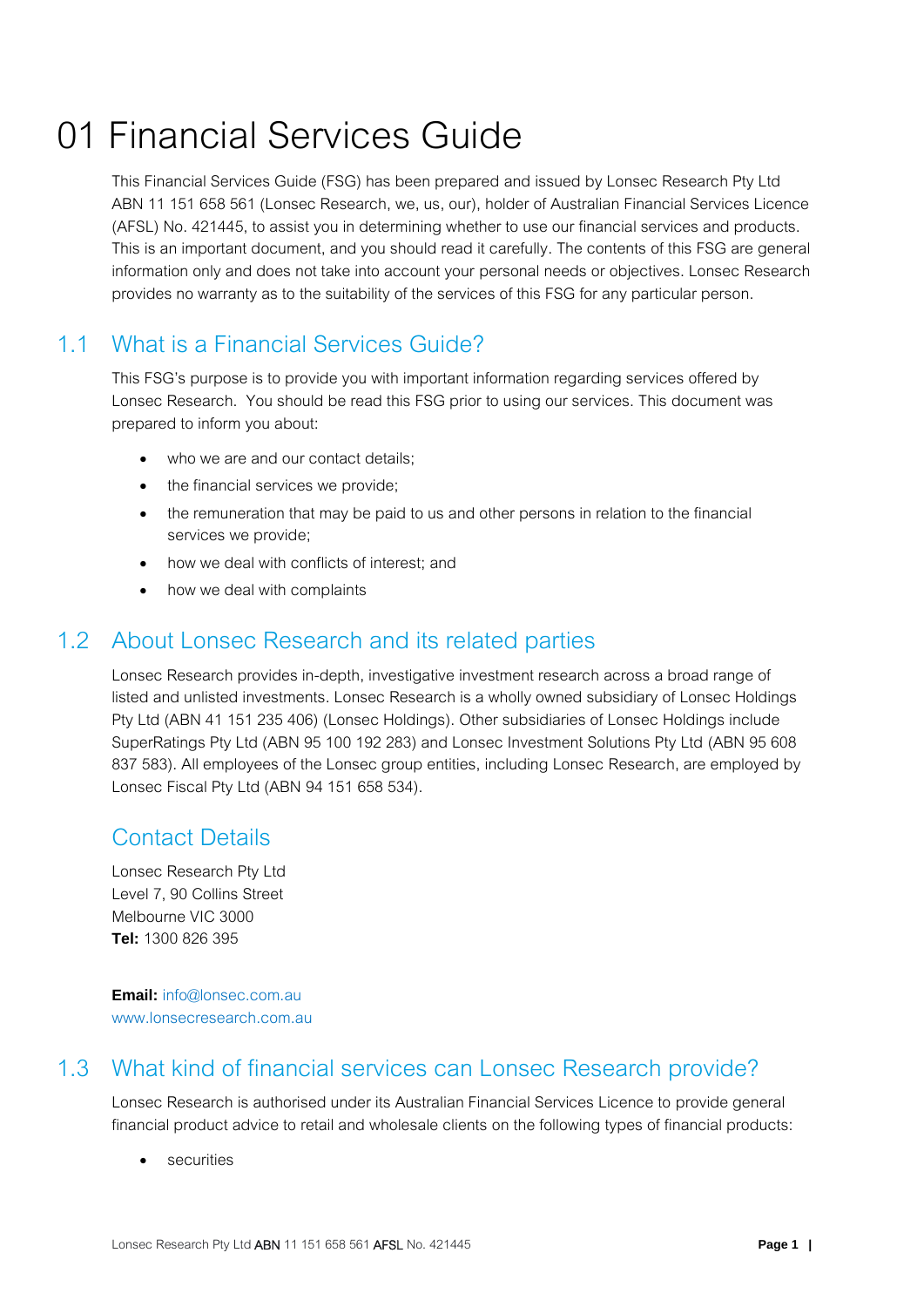# 01 Financial Services Guide

This Financial Services Guide (FSG) has been prepared and issued by Lonsec Research Pty Ltd ABN 11 151 658 561 (Lonsec Research, we, us, our), holder of Australian Financial Services Licence (AFSL) No. 421445, to assist you in determining whether to use our financial services and products. This is an important document, and you should read it carefully. The contents of this FSG are general information only and does not take into account your personal needs or objectives. Lonsec Research provides no warranty as to the suitability of the services of this FSG for any particular person.

## 1.1 What is a Financial Services Guide?

This FSG's purpose is to provide you with important information regarding services offered by Lonsec Research.  You should be read this FSG prior to using our services. This document was prepared to inform you about:

- who we are and our contact details;
- the financial services we provide;
- the remuneration that may be paid to us and other persons in relation to the financial services we provide;
- how we deal with conflicts of interest; and
- how we deal with complaints

## 1.2 About Lonsec Research and its related parties

Lonsec Research provides in-depth, investigative investment research across a broad range of listed and unlisted investments. Lonsec Research is a wholly owned subsidiary of Lonsec Holdings Pty Ltd (ABN 41 151 235 406) (Lonsec Holdings). Other subsidiaries of Lonsec Holdings include SuperRatings Pty Ltd (ABN 95 100 192 283) and Lonsec Investment Solutions Pty Ltd (ABN 95 608 837 583). All employees of the Lonsec group entities, including Lonsec Research, are employed by Lonsec Fiscal Pty Ltd (ABN 94 151 658 534).

## Contact Details

Lonsec Research Pty Ltd
Level 7, 90 Collins Street
Melbourne VIC 3000
**Tel:** 1300 826 395

**Email:** info@lonsec.com.au
www.lonsecresearch.com.au

## 1.3 What kind of financial services can Lonsec Research provide?

Lonsec Research is authorised under its Australian Financial Services Licence to provide general financial product advice to retail and wholesale clients on the following types of financial products:

- securities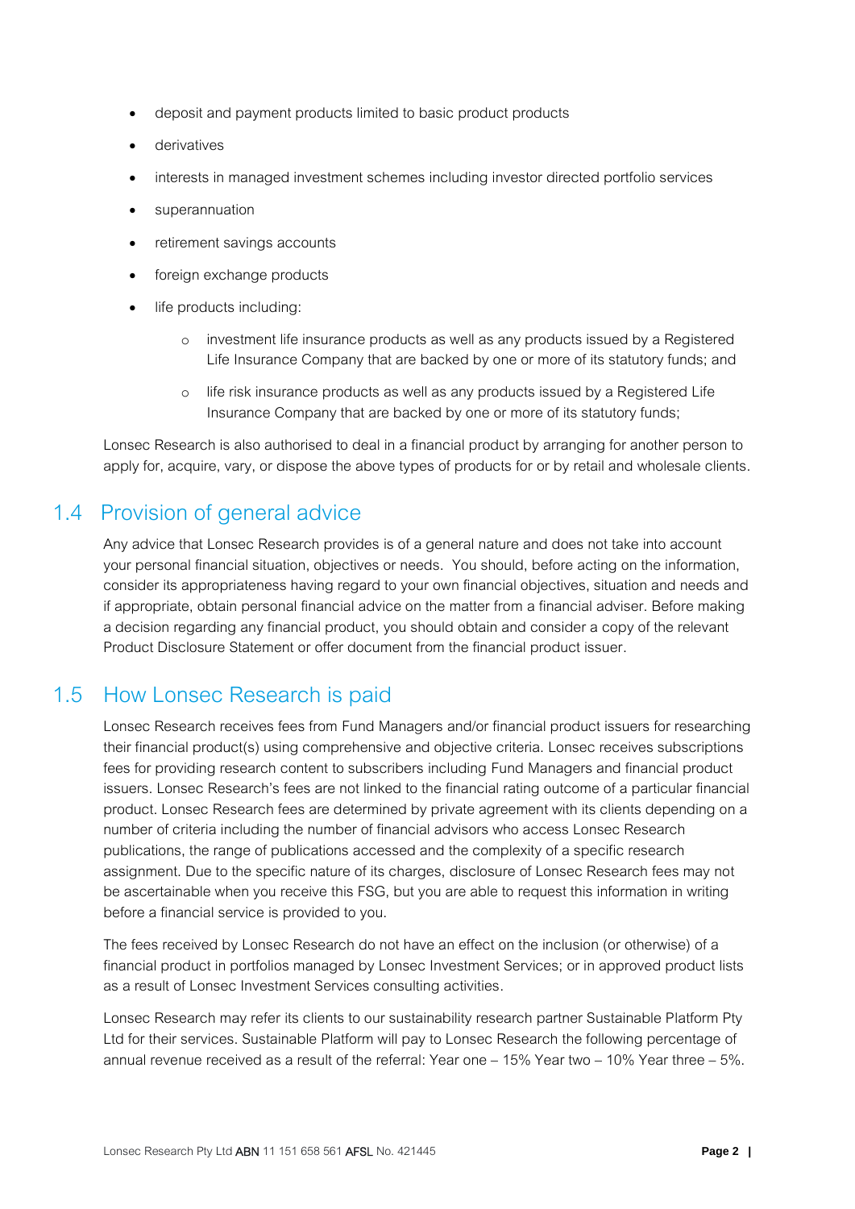- deposit and payment products limited to basic product products
- derivatives
- interests in managed investment schemes including investor directed portfolio services
- superannuation
- retirement savings accounts
- foreign exchange products
- life products including:
  - investment life insurance products as well as any products issued by a Registered Life Insurance Company that are backed by one or more of its statutory funds; and
  - life risk insurance products as well as any products issued by a Registered Life Insurance Company that are backed by one or more of its statutory funds;

Lonsec Research is also authorised to deal in a financial product by arranging for another person to apply for, acquire, vary, or dispose the above types of products for or by retail and wholesale clients.

## 1.4 Provision of general advice

Any advice that Lonsec Research provides is of a general nature and does not take into account your personal financial situation, objectives or needs. You should, before acting on the information, consider its appropriateness having regard to your own financial objectives, situation and needs and if appropriate, obtain personal financial advice on the matter from a financial adviser. Before making a decision regarding any financial product, you should obtain and consider a copy of the relevant Product Disclosure Statement or offer document from the financial product issuer.

## 1.5 How Lonsec Research is paid

Lonsec Research receives fees from Fund Managers and/or financial product issuers for researching their financial product(s) using comprehensive and objective criteria. Lonsec receives subscriptions fees for providing research content to subscribers including Fund Managers and financial product issuers. Lonsec Research's fees are not linked to the financial rating outcome of a particular financial product. Lonsec Research fees are determined by private agreement with its clients depending on a number of criteria including the number of financial advisors who access Lonsec Research publications, the range of publications accessed and the complexity of a specific research assignment. Due to the specific nature of its charges, disclosure of Lonsec Research fees may not be ascertainable when you receive this FSG, but you are able to request this information in writing before a financial service is provided to you.

The fees received by Lonsec Research do not have an effect on the inclusion (or otherwise) of a financial product in portfolios managed by Lonsec Investment Services; or in approved product lists as a result of Lonsec Investment Services consulting activities.

Lonsec Research may refer its clients to our sustainability research partner Sustainable Platform Pty Ltd for their services. Sustainable Platform will pay to Lonsec Research the following percentage of annual revenue received as a result of the referral: Year one – 15% Year two – 10% Year three – 5%.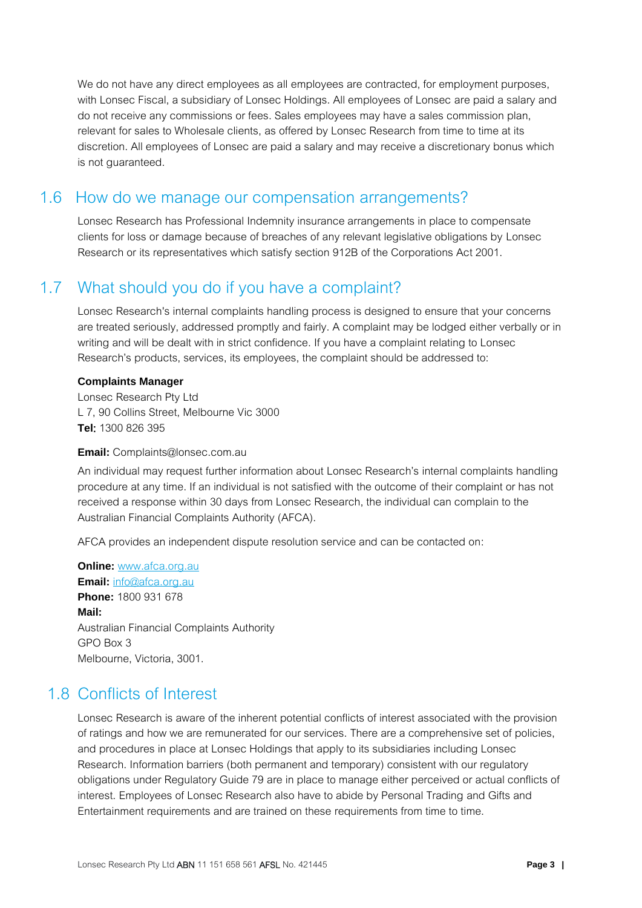We do not have any direct employees as all employees are contracted, for employment purposes, with Lonsec Fiscal, a subsidiary of Lonsec Holdings. All employees of Lonsec are paid a salary and do not receive any commissions or fees. Sales employees may have a sales commission plan, relevant for sales to Wholesale clients, as offered by Lonsec Research from time to time at its discretion. All employees of Lonsec are paid a salary and may receive a discretionary bonus which is not guaranteed.

## 1.6 How do we manage our compensation arrangements?

Lonsec Research has Professional Indemnity insurance arrangements in place to compensate clients for loss or damage because of breaches of any relevant legislative obligations by Lonsec Research or its representatives which satisfy section 912B of the Corporations Act 2001.

## 1.7 What should you do if you have a complaint?

Lonsec Research's internal complaints handling process is designed to ensure that your concerns are treated seriously, addressed promptly and fairly. A complaint may be lodged either verbally or in writing and will be dealt with in strict confidence. If you have a complaint relating to Lonsec Research's products, services, its employees, the complaint should be addressed to:

**Complaints Manager**
Lonsec Research Pty Ltd
L 7, 90 Collins Street, Melbourne Vic 3000
**Tel:** 1300 826 395

**Email:** Complaints@lonsec.com.au

An individual may request further information about Lonsec Research's internal complaints handling procedure at any time. If an individual is not satisfied with the outcome of their complaint or has not received a response within 30 days from Lonsec Research, the individual can complain to the Australian Financial Complaints Authority (AFCA).

AFCA provides an independent dispute resolution service and can be contacted on:

**Online:** www.afca.org.au
**Email:** info@afca.org.au
**Phone:** 1800 931 678
**Mail:**
Australian Financial Complaints Authority
GPO Box 3
Melbourne, Victoria, 3001.

## 1.8 Conflicts of Interest

Lonsec Research is aware of the inherent potential conflicts of interest associated with the provision of ratings and how we are remunerated for our services. There are a comprehensive set of policies, and procedures in place at Lonsec Holdings that apply to its subsidiaries including Lonsec Research. Information barriers (both permanent and temporary) consistent with our regulatory obligations under Regulatory Guide 79 are in place to manage either perceived or actual conflicts of interest. Employees of Lonsec Research also have to abide by Personal Trading and Gifts and Entertainment requirements and are trained on these requirements from time to time.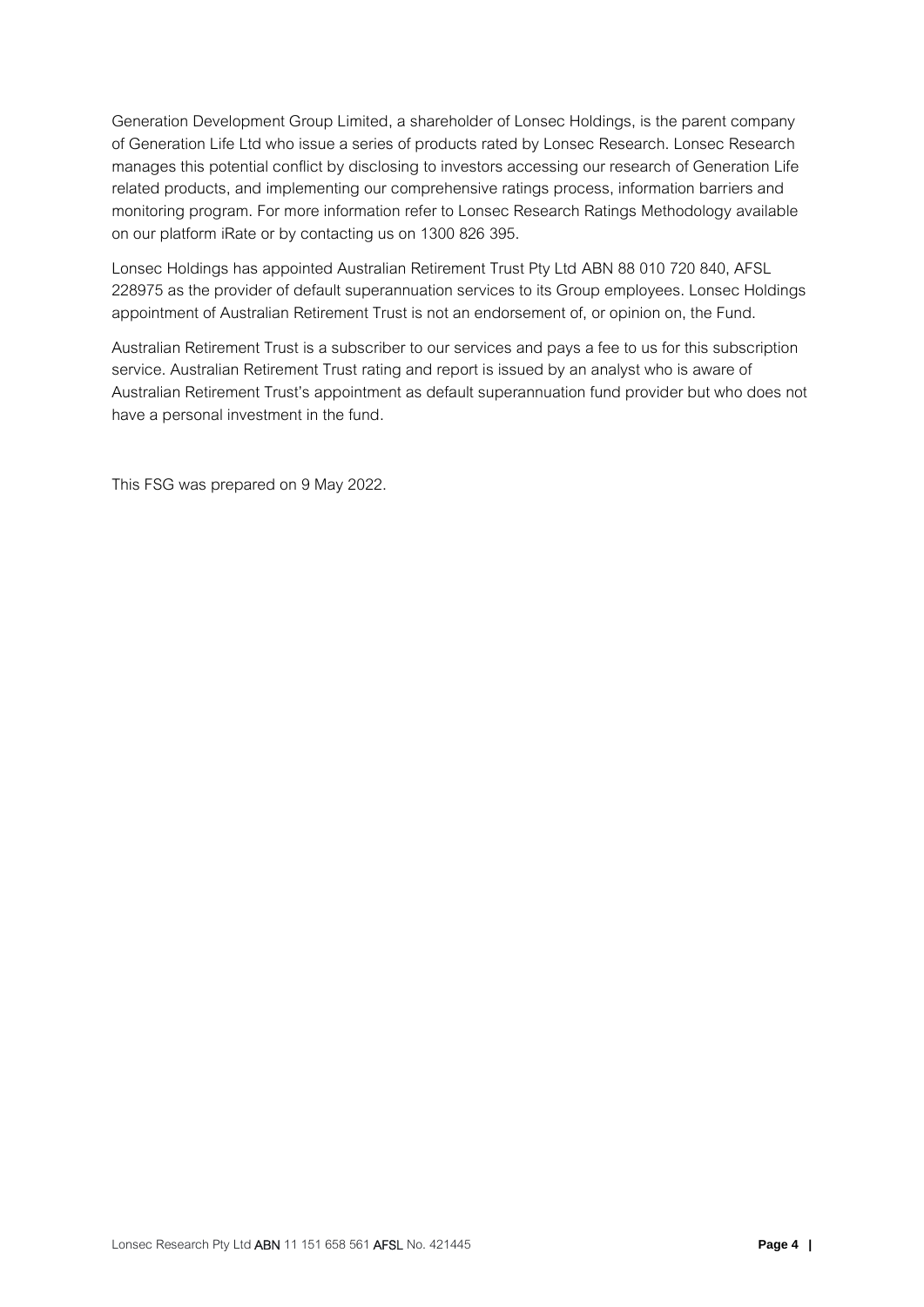Generation Development Group Limited, a shareholder of Lonsec Holdings, is the parent company of Generation Life Ltd who issue a series of products rated by Lonsec Research. Lonsec Research manages this potential conflict by disclosing to investors accessing our research of Generation Life related products, and implementing our comprehensive ratings process, information barriers and monitoring program. For more information refer to Lonsec Research Ratings Methodology available on our platform iRate or by contacting us on 1300 826 395.

Lonsec Holdings has appointed Australian Retirement Trust Pty Ltd ABN 88 010 720 840, AFSL 228975 as the provider of default superannuation services to its Group employees. Lonsec Holdings appointment of Australian Retirement Trust is not an endorsement of, or opinion on, the Fund.

Australian Retirement Trust is a subscriber to our services and pays a fee to us for this subscription service. Australian Retirement Trust rating and report is issued by an analyst who is aware of Australian Retirement Trust's appointment as default superannuation fund provider but who does not have a personal investment in the fund.

This FSG was prepared on 9 May 2022.